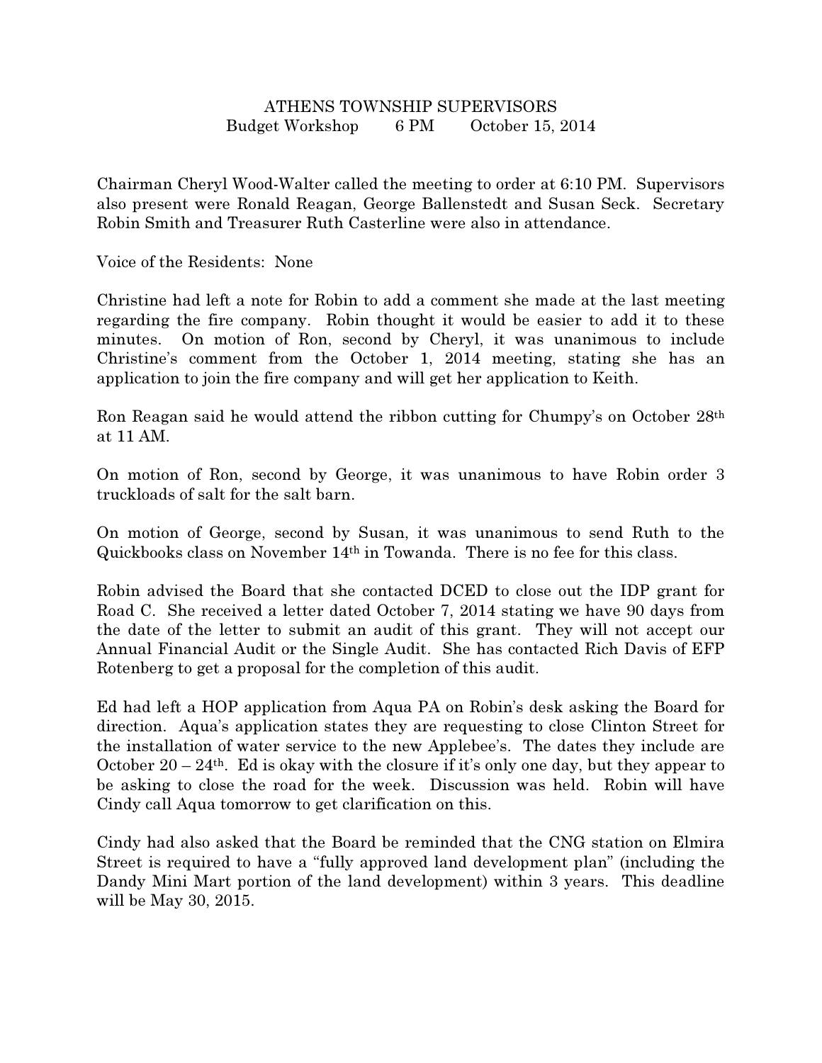# ATHENS TOWNSHIP SUPERVISORS

Budget Workshop 6 PM October 15, 2014

Chairman Cheryl Wood-Walter called the meeting to order at 6:10 PM. Supervisors also present were Ronald Reagan, George Ballenstedt and Susan Seck. Secretary Robin Smith and Treasurer Ruth Casterline were also in attendance.

Voice of the Residents: None

Christine had left a note for Robin to add a comment she made at the last meeting regarding the fire company. Robin thought it would be easier to add it to these minutes. On motion of Ron, second by Cheryl, it was unanimous to include Christine's comment from the October 1, 2014 meeting, stating she has an application to join the fire company and will get her application to Keith.

Ron Reagan said he would attend the ribbon cutting for Chumpy's on October 28th at 11 AM.

On motion of Ron, second by George, it was unanimous to have Robin order 3 truckloads of salt for the salt barn.

On motion of George, second by Susan, it was unanimous to send Ruth to the Quickbooks class on November 14th in Towanda. There is no fee for this class.

Robin advised the Board that she contacted DCED to close out the IDP grant for Road C. She received a letter dated October 7, 2014 stating we have 90 days from the date of the letter to submit an audit of this grant. They will not accept our Annual Financial Audit or the Single Audit. She has contacted Rich Davis of EFP Rotenberg to get a proposal for the completion of this audit.

Ed had left a HOP application from Aqua PA on Robin's desk asking the Board for direction. Aqua's application states they are requesting to close Clinton Street for the installation of water service to the new Applebee's. The dates they include are October 20 – 24th. Ed is okay with the closure if it's only one day, but they appear to be asking to close the road for the week. Discussion was held. Robin will have Cindy call Aqua tomorrow to get clarification on this.

Cindy had also asked that the Board be reminded that the CNG station on Elmira Street is required to have a "fully approved land development plan" (including the Dandy Mini Mart portion of the land development) within 3 years. This deadline will be May 30, 2015.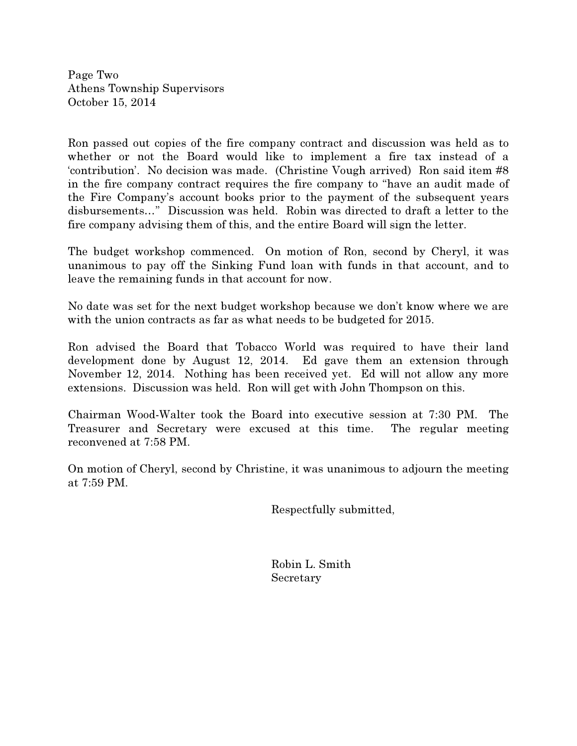Ron passed out copies of the fire company contract and discussion was held as to whether or not the Board would like to implement a fire tax instead of a 'contribution'. No decision was made. (Christine Vough arrived) Ron said item #8 in the fire company contract requires the fire company to "have an audit made of the Fire Company's account books prior to the payment of the subsequent years disbursements…" Discussion was held. Robin was directed to draft a letter to the fire company advising them of this, and the entire Board will sign the letter.

The budget workshop commenced. On motion of Ron, second by Cheryl, it was unanimous to pay off the Sinking Fund loan with funds in that account, and to leave the remaining funds in that account for now.

No date was set for the next budget workshop because we don't know where we are with the union contracts as far as what needs to be budgeted for 2015.

Ron advised the Board that Tobacco World was required to have their land development done by August 12, 2014. Ed gave them an extension through November 12, 2014. Nothing has been received yet. Ed will not allow any more extensions. Discussion was held. Ron will get with John Thompson on this.

Chairman Wood-Walter took the Board into executive session at 7:30 PM. The Treasurer and Secretary were excused at this time. The regular meeting reconvened at 7:58 PM.

On motion of Cheryl, second by Christine, it was unanimous to adjourn the meeting at 7:59 PM.

Respectfully submitted,

Robin L. Smith
Secretary